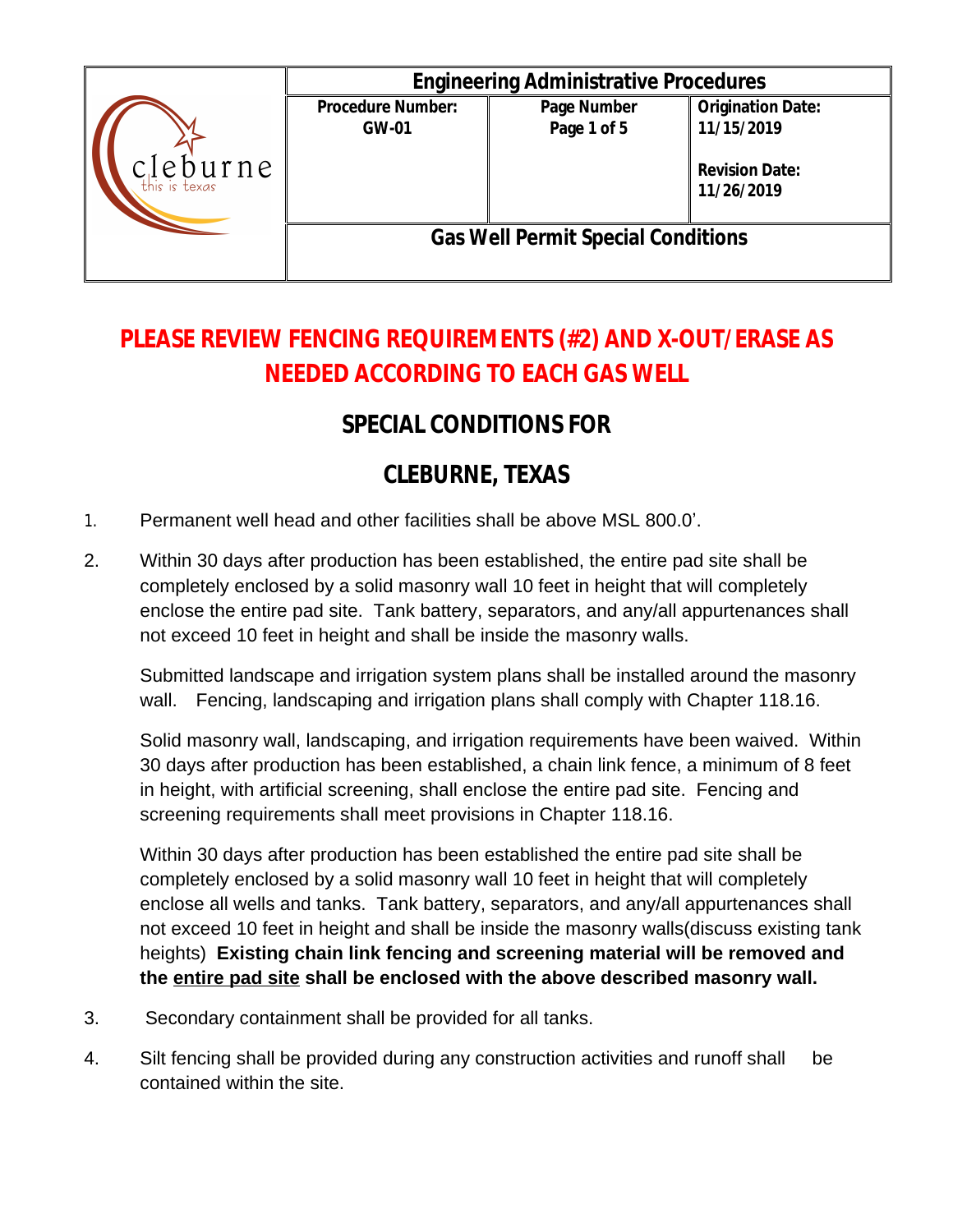| | Engineering Administrative Procedures | | |
|---|---|---|---|
| cleburne this is texas | Procedure Number: GW-01 | Page Number Page 1 of 5 | Origination Date: 11/15/2019 Revision Date: 11/26/2019 |
| | Gas Well Permit Special Conditions | | |

## PLEASE REVIEW FENCING REQUIREMENTS (#2) AND X-OUT/ERASE AS NEEDED ACCORDING TO EACH GAS WELL

# SPECIAL CONDITIONS FOR

# CLEBURNE, TEXAS

1. Permanent well head and other facilities shall be above MSL 800.0'.

2. Within 30 days after production has been established, the entire pad site shall be completely enclosed by a solid masonry wall 10 feet in height that will completely enclose the entire pad site. Tank battery, separators, and any/all appurtenances shall not exceed 10 feet in height and shall be inside the masonry walls.

   Submitted landscape and irrigation system plans shall be installed around the masonry wall. Fencing, landscaping and irrigation plans shall comply with Chapter 118.16.

   Solid masonry wall, landscaping, and irrigation requirements have been waived. Within 30 days after production has been established, a chain link fence, a minimum of 8 feet in height, with artificial screening, shall enclose the entire pad site. Fencing and screening requirements shall meet provisions in Chapter 118.16.

   Within 30 days after production has been established the entire pad site shall be completely enclosed by a solid masonry wall 10 feet in height that will completely enclose all wells and tanks. Tank battery, separators, and any/all appurtenances shall not exceed 10 feet in height and shall be inside the masonry walls(discuss existing tank heights) **Existing chain link fencing and screening material will be removed and the <u>entire pad site</u> shall be enclosed with the above described masonry wall.**

3. Secondary containment shall be provided for all tanks.

4. Silt fencing shall be provided during any construction activities and runoff shall be contained within the site.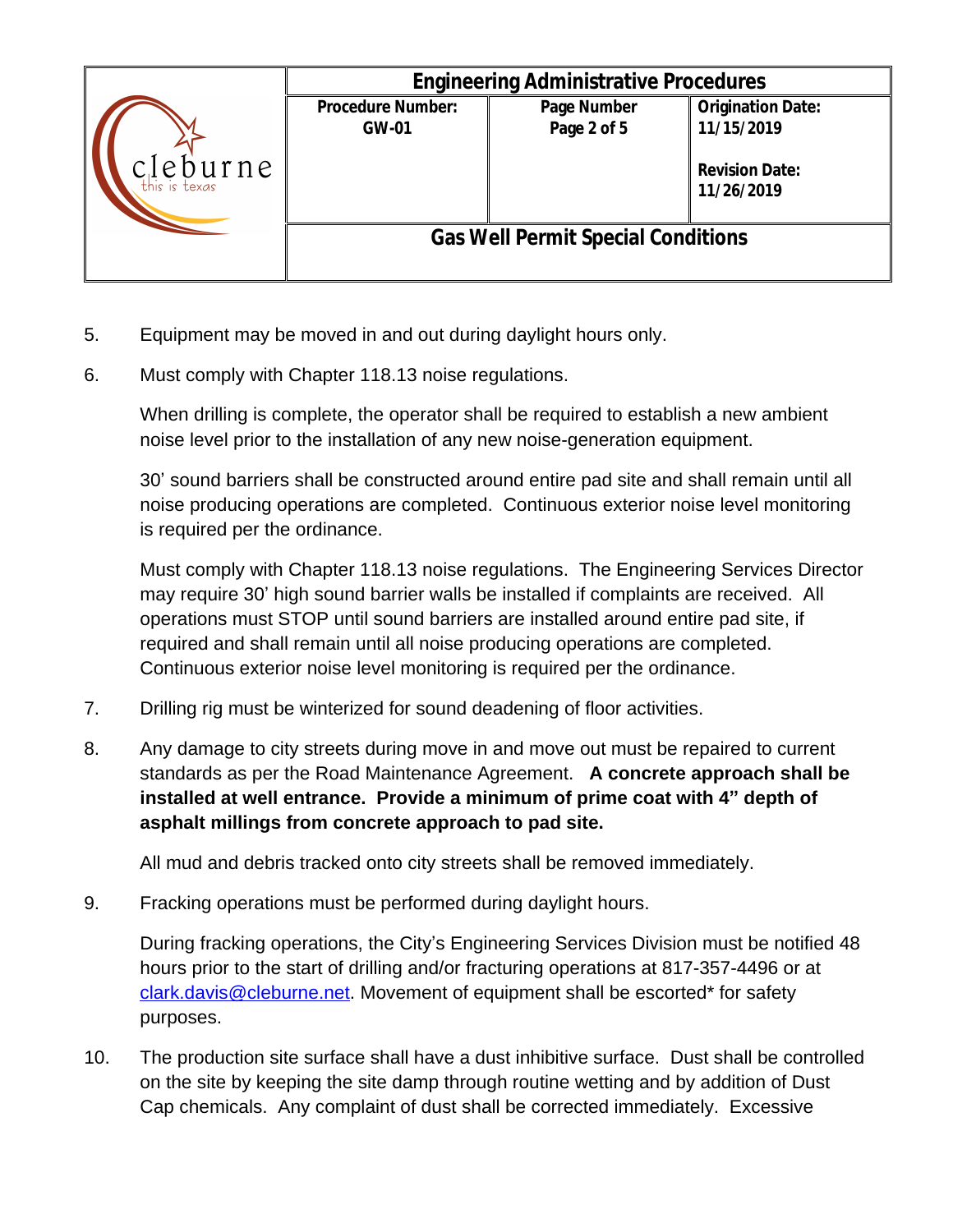5. Equipment may be moved in and out during daylight hours only.

6. Must comply with Chapter 118.13 noise regulations.

   When drilling is complete, the operator shall be required to establish a new ambient noise level prior to the installation of any new noise-generation equipment.

   30' sound barriers shall be constructed around entire pad site and shall remain until all noise producing operations are completed. Continuous exterior noise level monitoring is required per the ordinance.

   Must comply with Chapter 118.13 noise regulations. The Engineering Services Director may require 30' high sound barrier walls be installed if complaints are received. All operations must STOP until sound barriers are installed around entire pad site, if required and shall remain until all noise producing operations are completed. Continuous exterior noise level monitoring is required per the ordinance.

7. Drilling rig must be winterized for sound deadening of floor activities.

8. Any damage to city streets during move in and move out must be repaired to current standards as per the Road Maintenance Agreement. **A concrete approach shall be installed at well entrance. Provide a minimum of prime coat with 4" depth of asphalt millings from concrete approach to pad site.**

   All mud and debris tracked onto city streets shall be removed immediately.

9. Fracking operations must be performed during daylight hours.

   During fracking operations, the City's Engineering Services Division must be notified 48 hours prior to the start of drilling and/or fracturing operations at 817-357-4496 or at clark.davis@cleburne.net. Movement of equipment shall be escorted* for safety purposes.

10. The production site surface shall have a dust inhibitive surface. Dust shall be controlled on the site by keeping the site damp through routine wetting and by addition of Dust Cap chemicals. Any complaint of dust shall be corrected immediately. Excessive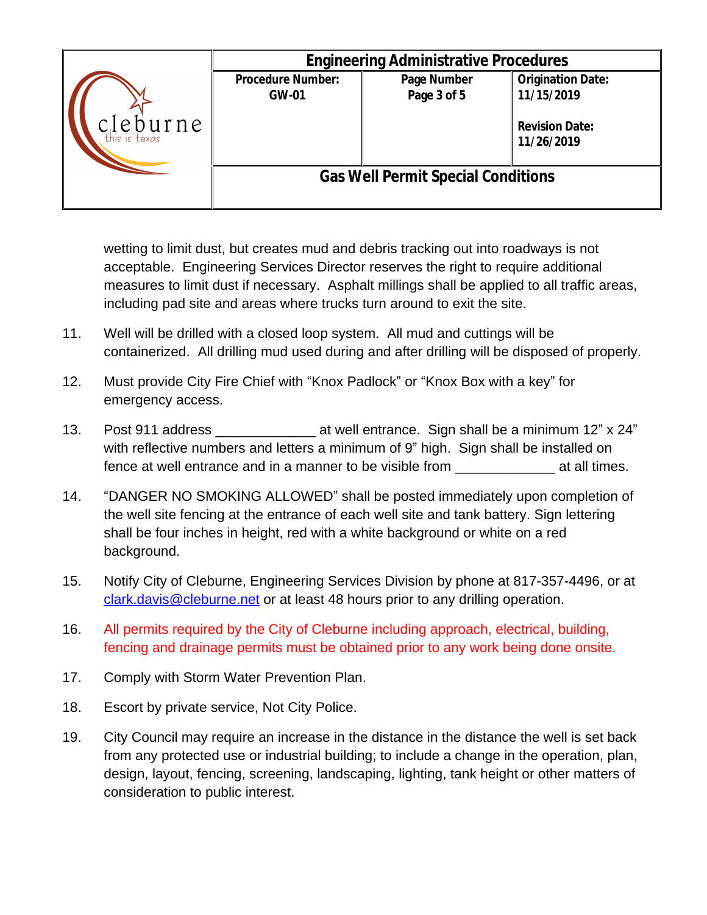wetting to limit dust, but creates mud and debris tracking out into roadways is not acceptable. Engineering Services Director reserves the right to require additional measures to limit dust if necessary. Asphalt millings shall be applied to all traffic areas, including pad site and areas where trucks turn around to exit the site.

11. Well will be drilled with a closed loop system. All mud and cuttings will be containerized. All drilling mud used during and after drilling will be disposed of properly.

12. Must provide City Fire Chief with "Knox Padlock" or "Knox Box with a key" for emergency access.

13. Post 911 address _____________ at well entrance. Sign shall be a minimum 12" x 24" with reflective numbers and letters a minimum of 9" high. Sign shall be installed on fence at well entrance and in a manner to be visible from _____________ at all times.

14. "DANGER NO SMOKING ALLOWED" shall be posted immediately upon completion of the well site fencing at the entrance of each well site and tank battery. Sign lettering shall be four inches in height, red with a white background or white on a red background.

15. Notify City of Cleburne, Engineering Services Division by phone at 817-357-4496, or at clark.davis@cleburne.net or at least 48 hours prior to any drilling operation.

16. All permits required by the City of Cleburne including approach, electrical, building, fencing and drainage permits must be obtained prior to any work being done onsite.

17. Comply with Storm Water Prevention Plan.

18. Escort by private service, Not City Police.

19. City Council may require an increase in the distance in the distance the well is set back from any protected use or industrial building; to include a change in the operation, plan, design, layout, fencing, screening, landscaping, lighting, tank height or other matters of consideration to public interest.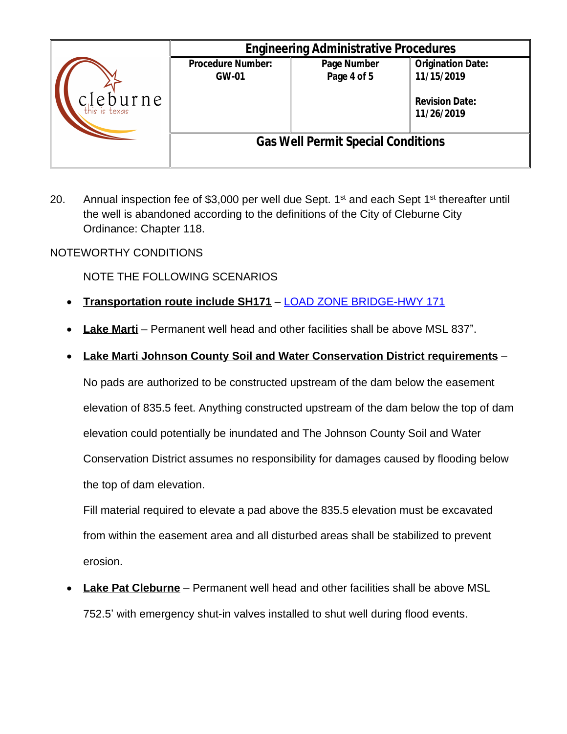20. Annual inspection fee of $3,000 per well due Sept. 1st and each Sept 1st thereafter until the well is abandoned according to the definitions of the City of Cleburne City Ordinance: Chapter 118.

NOTEWORTHY CONDITIONS

NOTE THE FOLLOWING SCENARIOS

- **Transportation route include SH171** – LOAD ZONE BRIDGE-HWY 171
- **Lake Marti** – Permanent well head and other facilities shall be above MSL 837".
- **Lake Marti Johnson County Soil and Water Conservation District requirements** –

  No pads are authorized to be constructed upstream of the dam below the easement elevation of 835.5 feet. Anything constructed upstream of the dam below the top of dam elevation could potentially be inundated and The Johnson County Soil and Water Conservation District assumes no responsibility for damages caused by flooding below the top of dam elevation.

  Fill material required to elevate a pad above the 835.5 elevation must be excavated from within the easement area and all disturbed areas shall be stabilized to prevent erosion.

- **Lake Pat Cleburne** – Permanent well head and other facilities shall be above MSL 752.5' with emergency shut-in valves installed to shut well during flood events.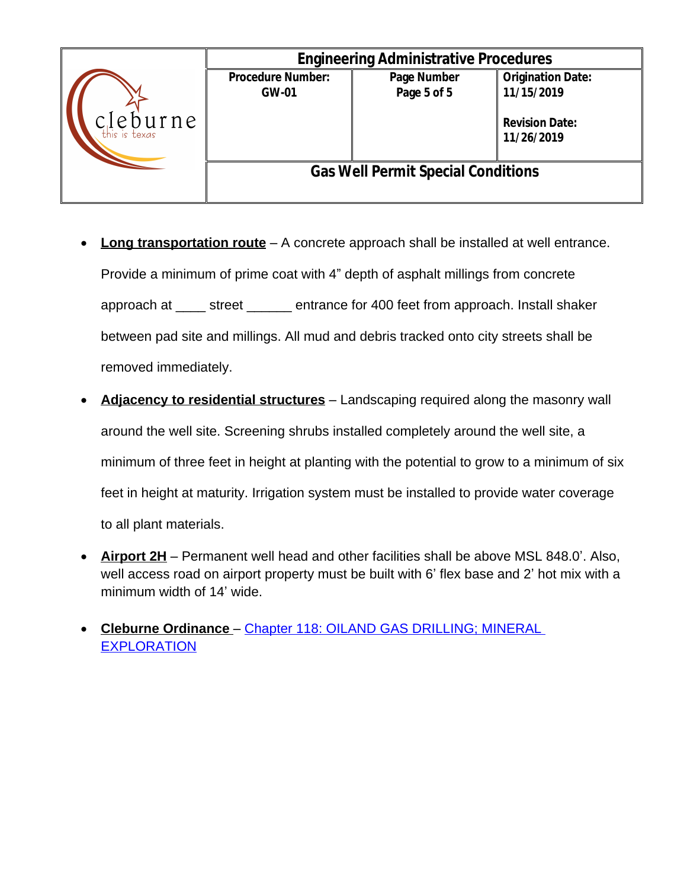- **Long transportation route** – A concrete approach shall be installed at well entrance. Provide a minimum of prime coat with 4" depth of asphalt millings from concrete approach at ____ street ______ entrance for 400 feet from approach. Install shaker between pad site and millings. All mud and debris tracked onto city streets shall be removed immediately.
- **Adjacency to residential structures** – Landscaping required along the masonry wall around the well site. Screening shrubs installed completely around the well site, a minimum of three feet in height at planting with the potential to grow to a minimum of six feet in height at maturity. Irrigation system must be installed to provide water coverage to all plant materials.
- **Airport 2H** – Permanent well head and other facilities shall be above MSL 848.0'. Also, well access road on airport property must be built with 6' flex base and 2' hot mix with a minimum width of 14' wide.
- **Cleburne Ordinance** – Chapter 118: OILAND GAS DRILLING; MINERAL EXPLORATION